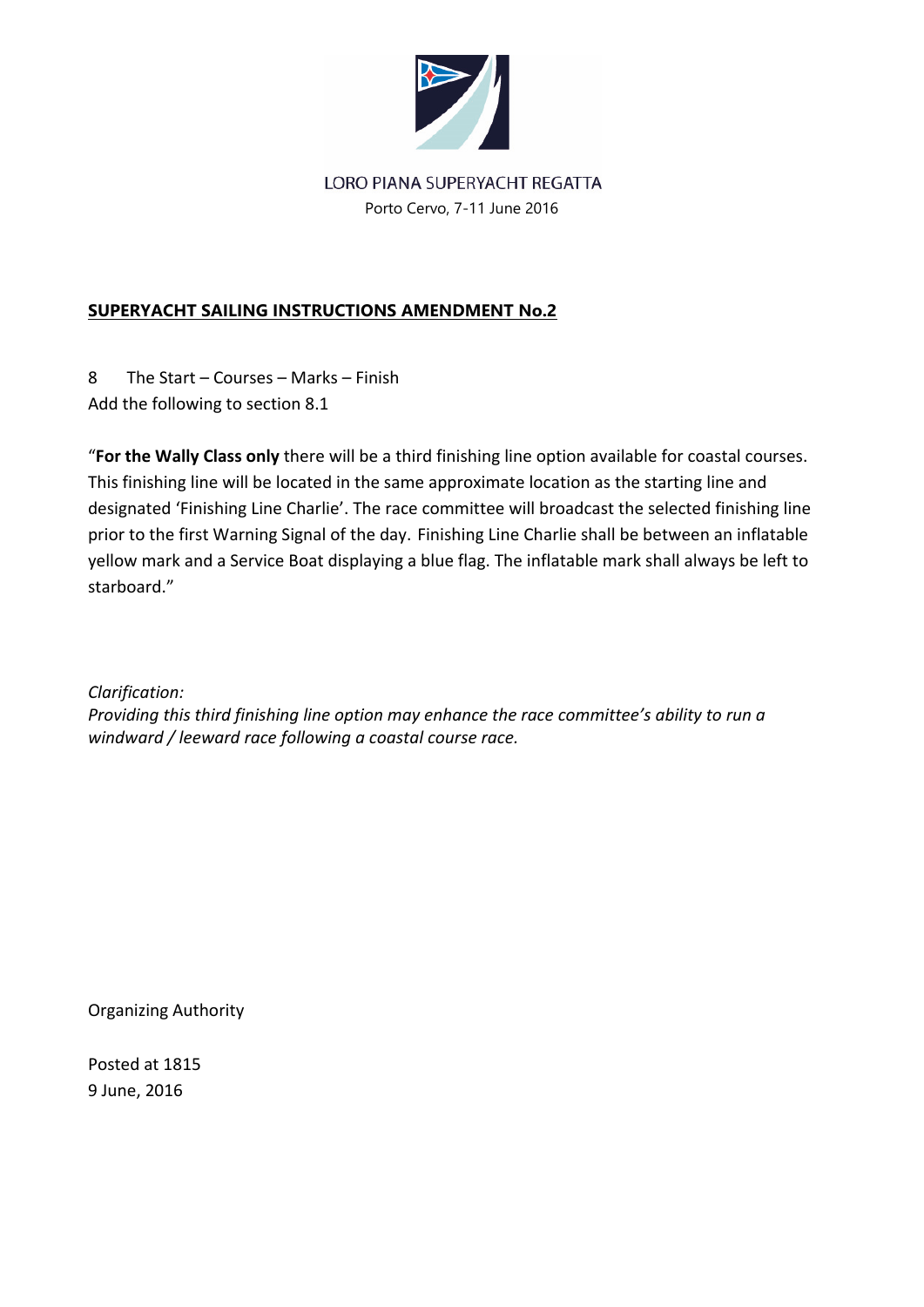LORO PIANA SUPERYACHT REGATTA

Porto Cervo, 7-11 June 2016

## SUPERYACHT SAILING INSTRUCTIONS AMENDMENT No.2

8 The Start – Courses – Marks – Finish

Add the following to section 8.1

"**For the Wally Class only** there will be a third finishing line option available for coastal courses. This finishing line will be located in the same approximate location as the starting line and designated 'Finishing Line Charlie'. The race committee will broadcast the selected finishing line prior to the first Warning Signal of the day. Finishing Line Charlie shall be between an inflatable yellow mark and a Service Boat displaying a blue flag. The inflatable mark shall always be left to starboard."

*Clarification:*

*Providing this third finishing line option may enhance the race committee's ability to run a windward / leeward race following a coastal course race.*

Organizing Authority

Posted at 1815

9 June, 2016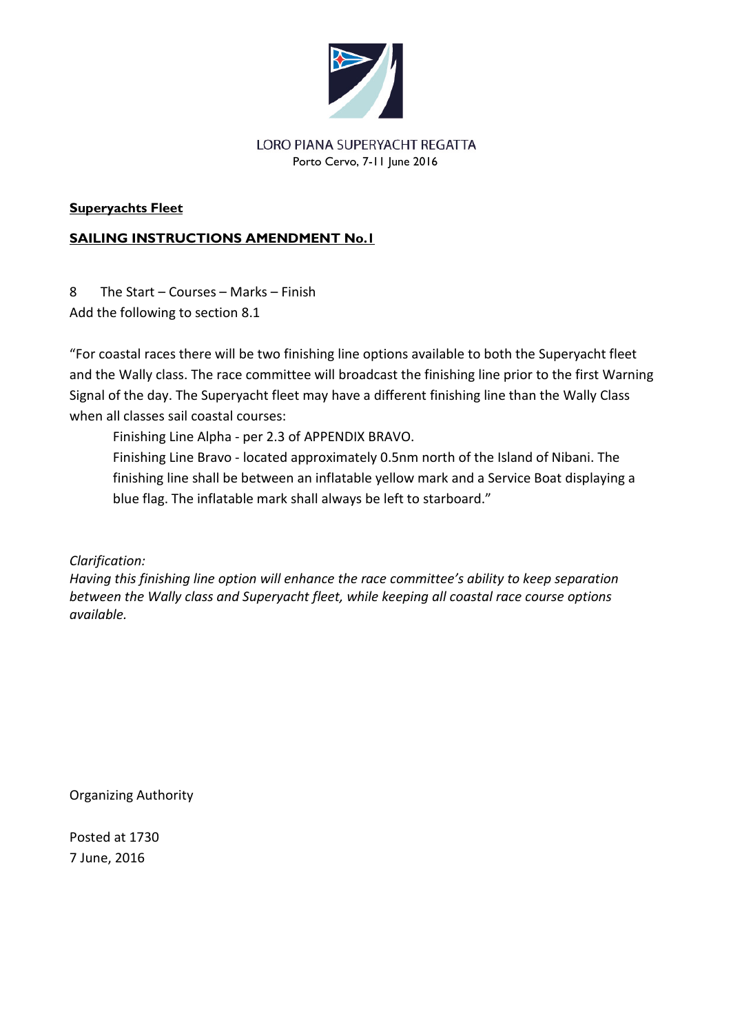LORO PIANA SUPERYACHT REGATTA
Porto Cervo, 7-11 June 2016

**Superyachts Fleet**

## SAILING INSTRUCTIONS AMENDMENT No.1

8 The Start – Courses – Marks – Finish

Add the following to section 8.1

"For coastal races there will be two finishing line options available to both the Superyacht fleet and the Wally class. The race committee will broadcast the finishing line prior to the first Warning Signal of the day. The Superyacht fleet may have a different finishing line than the Wally Class when all classes sail coastal courses:

> Finishing Line Alpha - per 2.3 of APPENDIX BRAVO.
>
> Finishing Line Bravo - located approximately 0.5nm north of the Island of Nibani. The finishing line shall be between an inflatable yellow mark and a Service Boat displaying a blue flag. The inflatable mark shall always be left to starboard."

*Clarification:*
*Having this finishing line option will enhance the race committee's ability to keep separation between the Wally class and Superyacht fleet, while keeping all coastal race course options available.*

Organizing Authority

Posted at 1730
7 June, 2016